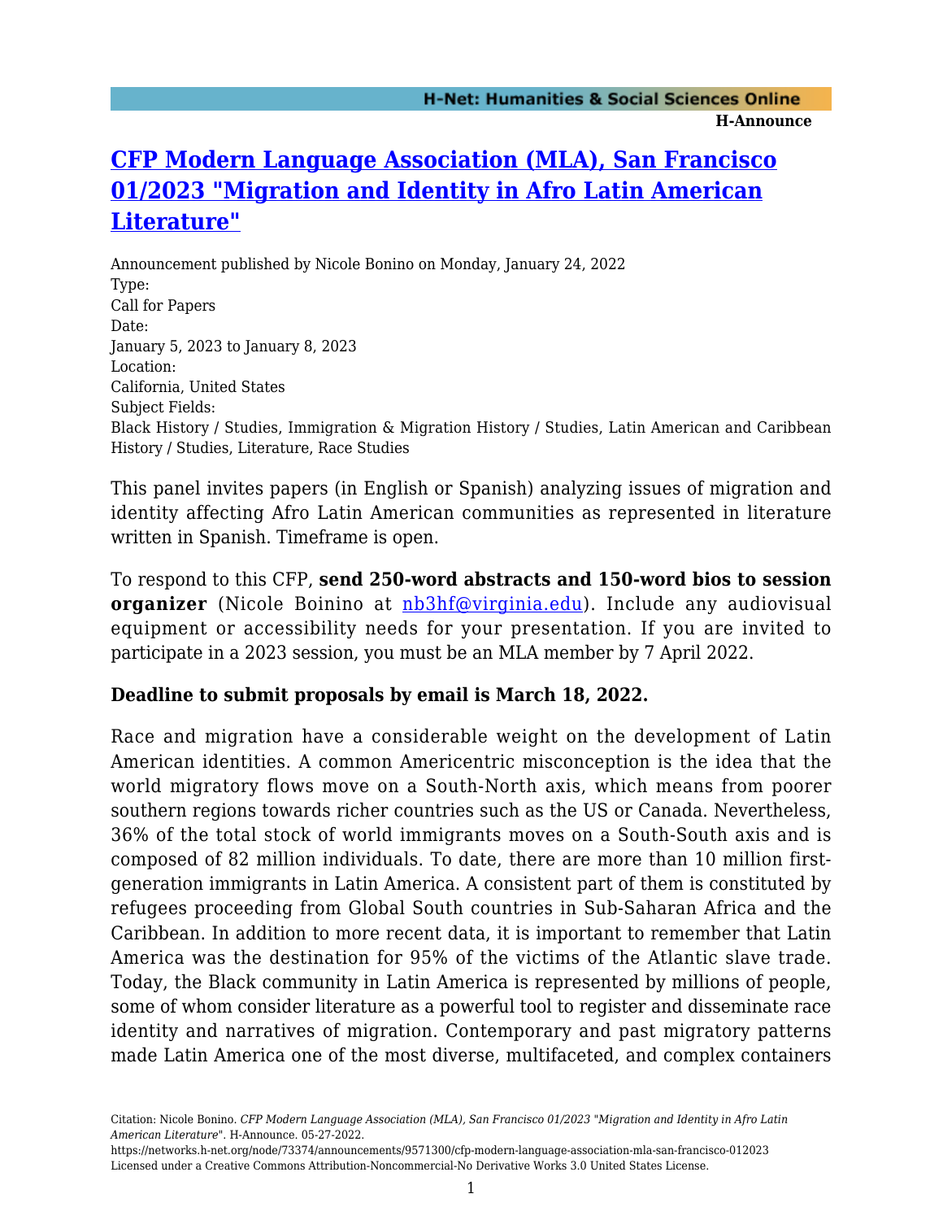# CFP Modern Language Association (MLA), San Francisco 01/2023 "Migration and Identity in Afro Latin American Literature"

Announcement published by Nicole Bonino on Monday, January 24, 2022

Type:
Call for Papers

Date:
January 5, 2023 to January 8, 2023

Location:
California, United States

Subject Fields:
Black History / Studies, Immigration & Migration History / Studies, Latin American and Caribbean History / Studies, Literature, Race Studies

This panel invites papers (in English or Spanish) analyzing issues of migration and identity affecting Afro Latin American communities as represented in literature written in Spanish. Timeframe is open.

To respond to this CFP, **send 250-word abstracts and 150-word bios to session organizer** (Nicole Boinino at nb3hf@virginia.edu). Include any audiovisual equipment or accessibility needs for your presentation. If you are invited to participate in a 2023 session, you must be an MLA member by 7 April 2022.

**Deadline to submit proposals by email is March 18, 2022.**

Race and migration have a considerable weight on the development of Latin American identities. A common Americentric misconception is the idea that the world migratory flows move on a South-North axis, which means from poorer southern regions towards richer countries such as the US or Canada. Nevertheless, 36% of the total stock of world immigrants moves on a South-South axis and is composed of 82 million individuals. To date, there are more than 10 million first-generation immigrants in Latin America. A consistent part of them is constituted by refugees proceeding from Global South countries in Sub-Saharan Africa and the Caribbean. In addition to more recent data, it is important to remember that Latin America was the destination for 95% of the victims of the Atlantic slave trade. Today, the Black community in Latin America is represented by millions of people, some of whom consider literature as a powerful tool to register and disseminate race identity and narratives of migration. Contemporary and past migratory patterns made Latin America one of the most diverse, multifaceted, and complex containers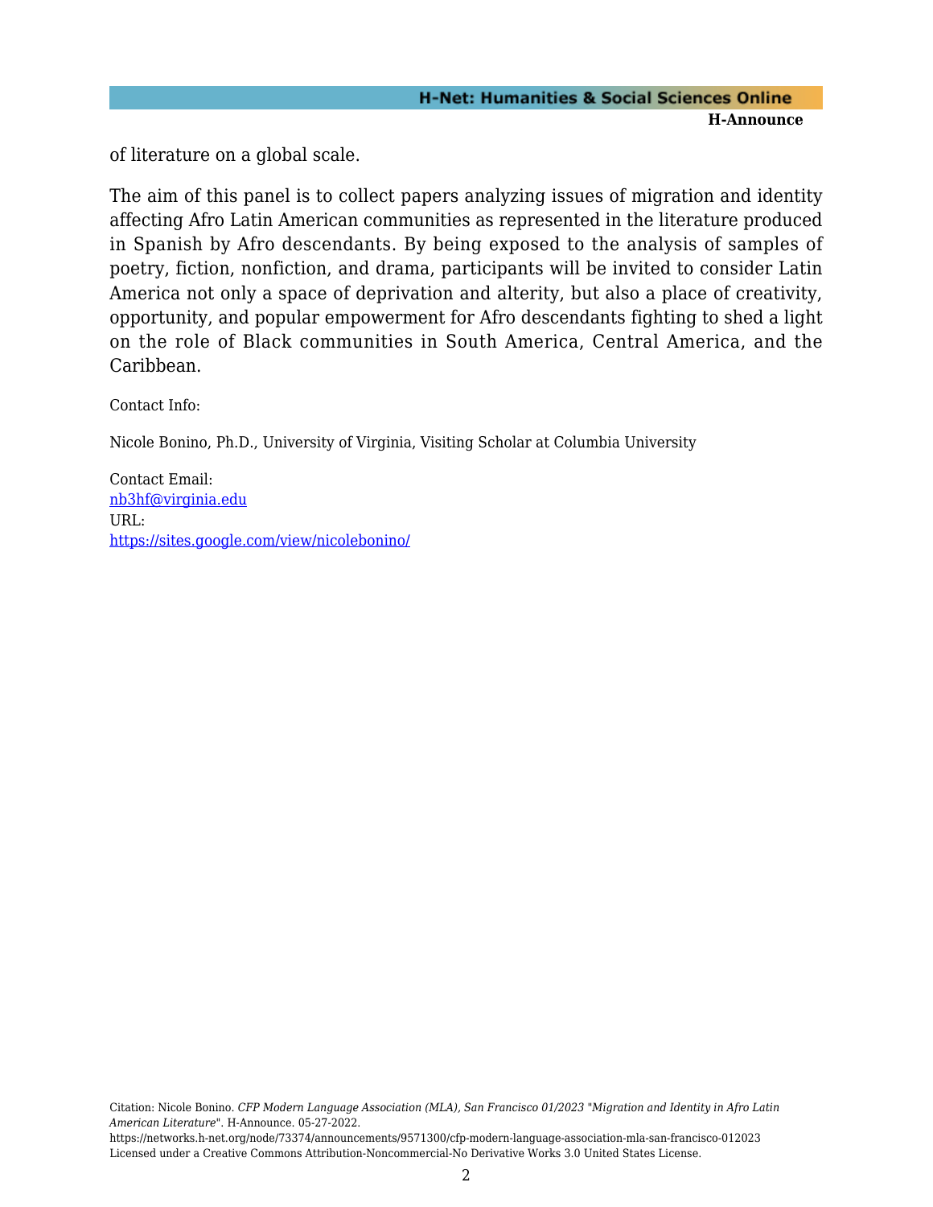of literature on a global scale.

The aim of this panel is to collect papers analyzing issues of migration and identity affecting Afro Latin American communities as represented in the literature produced in Spanish by Afro descendants. By being exposed to the analysis of samples of poetry, fiction, nonfiction, and drama, participants will be invited to consider Latin America not only a space of deprivation and alterity, but also a place of creativity, opportunity, and popular empowerment for Afro descendants fighting to shed a light on the role of Black communities in South America, Central America, and the Caribbean.

Contact Info:

Nicole Bonino, Ph.D., University of Virginia, Visiting Scholar at Columbia University

Contact Email:
nb3hf@virginia.edu
URL:
https://sites.google.com/view/nicolebonino/

Citation: Nicole Bonino. *CFP Modern Language Association (MLA), San Francisco 01/2023 "Migration and Identity in Afro Latin American Literature"*. H-Announce. 05-27-2022.
https://networks.h-net.org/node/73374/announcements/9571300/cfp-modern-language-association-mla-san-francisco-012023
Licensed under a Creative Commons Attribution-Noncommercial-No Derivative Works 3.0 United States License.